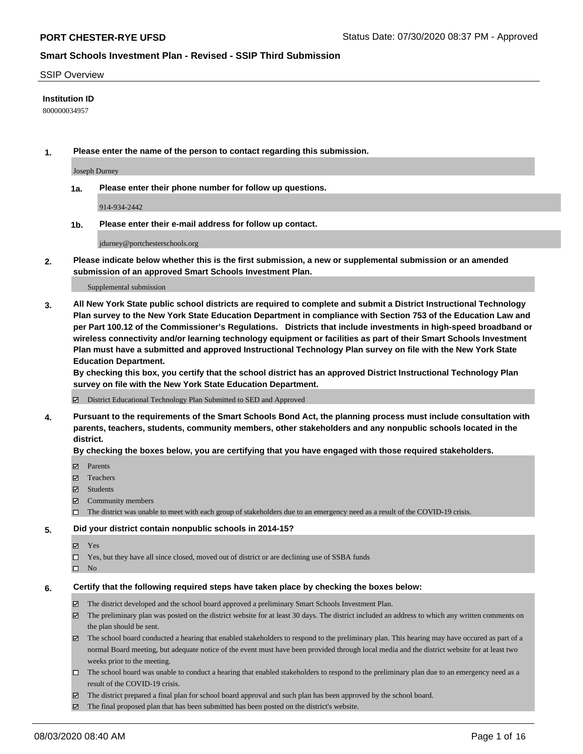# PORT CHESTER-RYE UFSD

Status Date: 07/30/2020 08:37 PM - Approved

## Smart Schools Investment Plan - Revised - SSIP Third Submission

SSIP Overview

**Institution ID**

800000034957

**1. Please enter the name of the person to contact regarding this submission.**

Joseph Durney

**1a. Please enter their phone number for follow up questions.**

914-934-2442

**1b. Please enter their e-mail address for follow up contact.**

jdurney@portchesterschools.org

**2. Please indicate below whether this is the first submission, a new or supplemental submission or an amended submission of an approved Smart Schools Investment Plan.**

Supplemental submission

**3. All New York State public school districts are required to complete and submit a District Instructional Technology Plan survey to the New York State Education Department in compliance with Section 753 of the Education Law and per Part 100.12 of the Commissioner's Regulations. Districts that include investments in high-speed broadband or wireless connectivity and/or learning technology equipment or facilities as part of their Smart Schools Investment Plan must have a submitted and approved Instructional Technology Plan survey on file with the New York State Education Department.**

**By checking this box, you certify that the school district has an approved District Instructional Technology Plan survey on file with the New York State Education Department.**

☑ District Educational Technology Plan Submitted to SED and Approved

**4. Pursuant to the requirements of the Smart Schools Bond Act, the planning process must include consultation with parents, teachers, students, community members, other stakeholders and any nonpublic schools located in the district.**

**By checking the boxes below, you are certifying that you have engaged with those required stakeholders.**

- ☑ Parents
- ☑ Teachers
- ☑ Students
- ☑ Community members
- ☐ The district was unable to meet with each group of stakeholders due to an emergency need as a result of the COVID-19 crisis.

**5. Did your district contain nonpublic schools in 2014-15?**

- ☑ Yes
- ☐ Yes, but they have all since closed, moved out of district or are declining use of SSBA funds
- ☐ No

**6. Certify that the following required steps have taken place by checking the boxes below:**

- ☑ The district developed and the school board approved a preliminary Smart Schools Investment Plan.
- ☑ The preliminary plan was posted on the district website for at least 30 days. The district included an address to which any written comments on the plan should be sent.
- ☑ The school board conducted a hearing that enabled stakeholders to respond to the preliminary plan. This hearing may have occured as part of a normal Board meeting, but adequate notice of the event must have been provided through local media and the district website for at least two weeks prior to the meeting.
- ☐ The school board was unable to conduct a hearing that enabled stakeholders to respond to the preliminary plan due to an emergency need as a result of the COVID-19 crisis.
- ☑ The district prepared a final plan for school board approval and such plan has been approved by the school board.
- ☑ The final proposed plan that has been submitted has been posted on the district's website.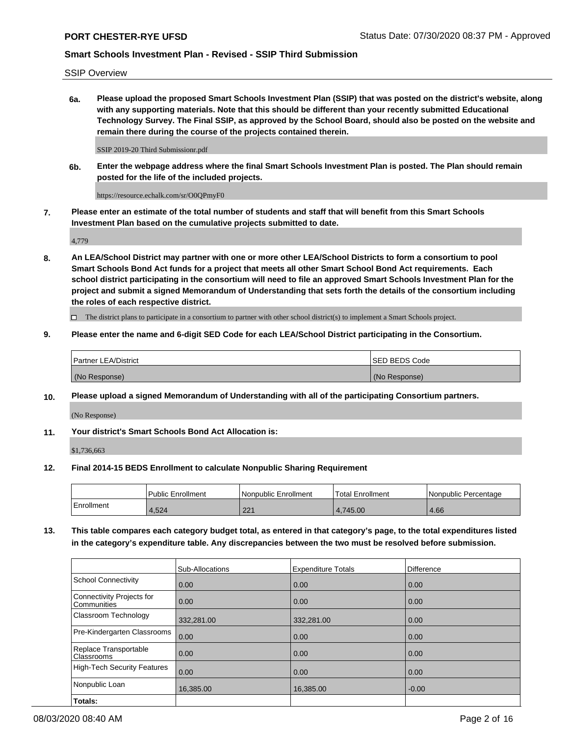SSIP Overview

**6a. Please upload the proposed Smart Schools Investment Plan (SSIP) that was posted on the district's website, along with any supporting materials. Note that this should be different than your recently submitted Educational Technology Survey. The Final SSIP, as approved by the School Board, should also be posted on the website and remain there during the course of the projects contained therein.**

SSIP 2019-20 Third Submissionr.pdf

**6b. Enter the webpage address where the final Smart Schools Investment Plan is posted. The Plan should remain posted for the life of the included projects.**

https://resource.echalk.com/sr/O0QPmyF0

**7. Please enter an estimate of the total number of students and staff that will benefit from this Smart Schools Investment Plan based on the cumulative projects submitted to date.**

4,779

**8. An LEA/School District may partner with one or more other LEA/School Districts to form a consortium to pool Smart Schools Bond Act funds for a project that meets all other Smart School Bond Act requirements. Each school district participating in the consortium will need to file an approved Smart Schools Investment Plan for the project and submit a signed Memorandum of Understanding that sets forth the details of the consortium including the roles of each respective district.**

☐ The district plans to participate in a consortium to partner with other school district(s) to implement a Smart Schools project.

**9. Please enter the name and 6-digit SED Code for each LEA/School District participating in the Consortium.**

| Partner LEA/District | SED BEDS Code |
|---|---|
| (No Response) | (No Response) |

**10. Please upload a signed Memorandum of Understanding with all of the participating Consortium partners.**

(No Response)

**11. Your district's Smart Schools Bond Act Allocation is:**

$1,736,663

**12. Final 2014-15 BEDS Enrollment to calculate Nonpublic Sharing Requirement**

| | Public Enrollment | Nonpublic Enrollment | Total Enrollment | Nonpublic Percentage |
|---|---|---|---|---|
| Enrollment | 4,524 | 221 | 4,745.00 | 4.66 |

**13. This table compares each category budget total, as entered in that category's page, to the total expenditures listed in the category's expenditure table. Any discrepancies between the two must be resolved before submission.**

| | Sub-Allocations | Expenditure Totals | Difference |
|---|---|---|---|
| School Connectivity | 0.00 | 0.00 | 0.00 |
| Connectivity Projects for Communities | 0.00 | 0.00 | 0.00 |
| Classroom Technology | 332,281.00 | 332,281.00 | 0.00 |
| Pre-Kindergarten Classrooms | 0.00 | 0.00 | 0.00 |
| Replace Transportable Classrooms | 0.00 | 0.00 | 0.00 |
| High-Tech Security Features | 0.00 | 0.00 | 0.00 |
| Nonpublic Loan | 16,385.00 | 16,385.00 | -0.00 |
| **Totals:** | | | |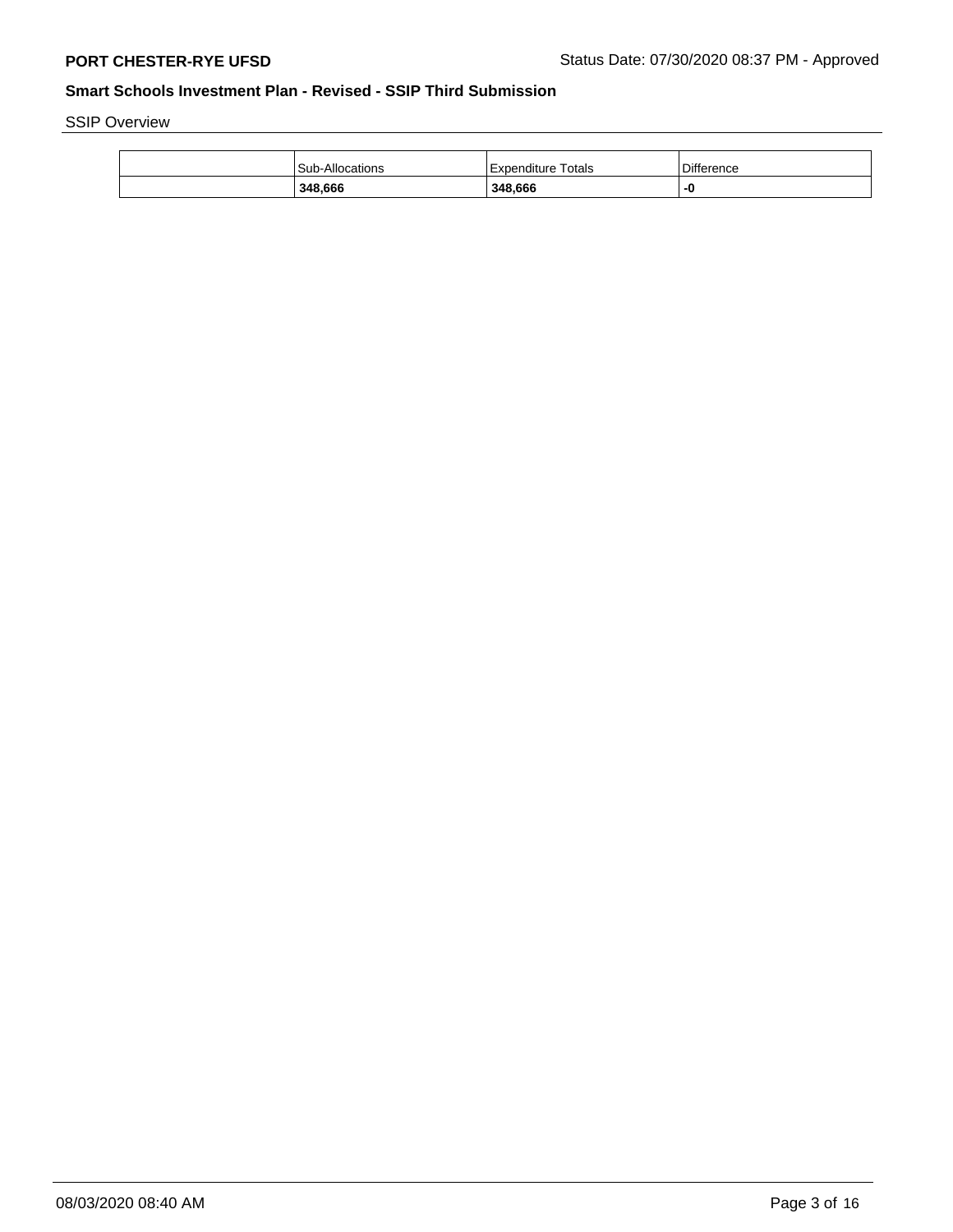SSIP Overview

| | Sub-Allocations | Expenditure Totals | Difference |
|---|---|---|---|
| | **348,666** | **348,666** | **-0** |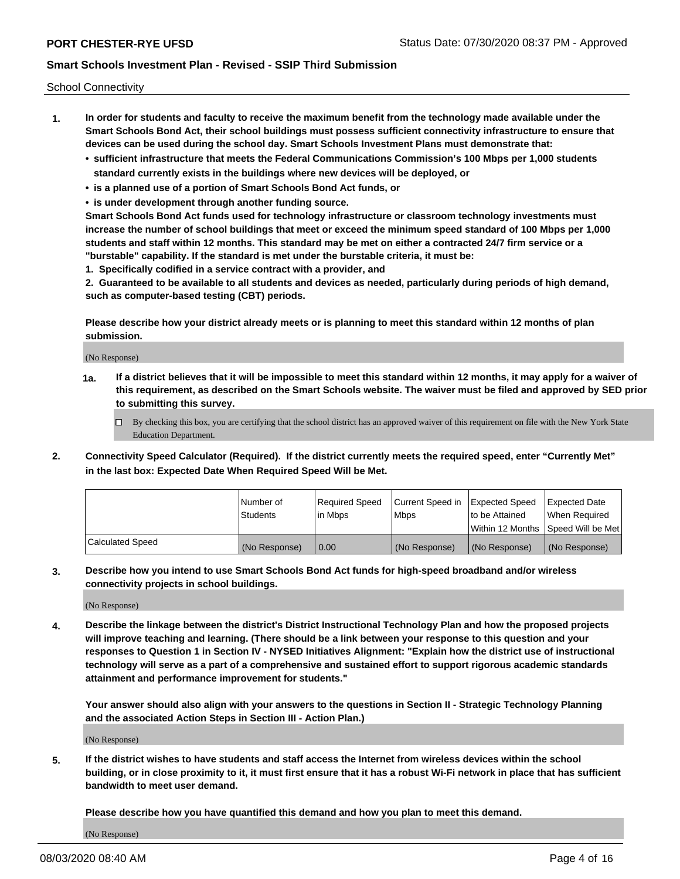School Connectivity

1. **In order for students and faculty to receive the maximum benefit from the technology made available under the Smart Schools Bond Act, their school buildings must possess sufficient connectivity infrastructure to ensure that devices can be used during the school day. Smart Schools Investment Plans must demonstrate that:**
   - **sufficient infrastructure that meets the Federal Communications Commission's 100 Mbps per 1,000 students standard currently exists in the buildings where new devices will be deployed, or**
   - **is a planned use of a portion of Smart Schools Bond Act funds, or**
   - **is under development through another funding source.**

   **Smart Schools Bond Act funds used for technology infrastructure or classroom technology investments must increase the number of school buildings that meet or exceed the minimum speed standard of 100 Mbps per 1,000 students and staff within 12 months. This standard may be met on either a contracted 24/7 firm service or a "burstable" capability. If the standard is met under the burstable criteria, it must be:**

   **1. Specifically codified in a service contract with a provider, and**

   **2. Guaranteed to be available to all students and devices as needed, particularly during periods of high demand, such as computer-based testing (CBT) periods.**

   **Please describe how your district already meets or is planning to meet this standard within 12 months of plan submission.**

   (No Response)

   **1a. If a district believes that it will be impossible to meet this standard within 12 months, it may apply for a waiver of this requirement, as described on the Smart Schools website. The waiver must be filed and approved by SED prior to submitting this survey.**

   ☐ By checking this box, you are certifying that the school district has an approved waiver of this requirement on file with the New York State Education Department.

2. **Connectivity Speed Calculator (Required). If the district currently meets the required speed, enter "Currently Met" in the last box: Expected Date When Required Speed Will be Met.**

| | Number of Students | Required Speed in Mbps | Current Speed in Mbps | Expected Speed to be Attained Within 12 Months | Expected Date When Required Speed Will be Met |
|---|---|---|---|---|---|
| Calculated Speed | (No Response) | 0.00 | (No Response) | (No Response) | (No Response) |

3. **Describe how you intend to use Smart Schools Bond Act funds for high-speed broadband and/or wireless connectivity projects in school buildings.**

   (No Response)

4. **Describe the linkage between the district's District Instructional Technology Plan and how the proposed projects will improve teaching and learning. (There should be a link between your response to this question and your responses to Question 1 in Section IV - NYSED Initiatives Alignment: "Explain how the district use of instructional technology will serve as a part of a comprehensive and sustained effort to support rigorous academic standards attainment and performance improvement for students."**

   **Your answer should also align with your answers to the questions in Section II - Strategic Technology Planning and the associated Action Steps in Section III - Action Plan.)**

   (No Response)

5. **If the district wishes to have students and staff access the Internet from wireless devices within the school building, or in close proximity to it, it must first ensure that it has a robust Wi-Fi network in place that has sufficient bandwidth to meet user demand.**

   **Please describe how you have quantified this demand and how you plan to meet this demand.**

   (No Response)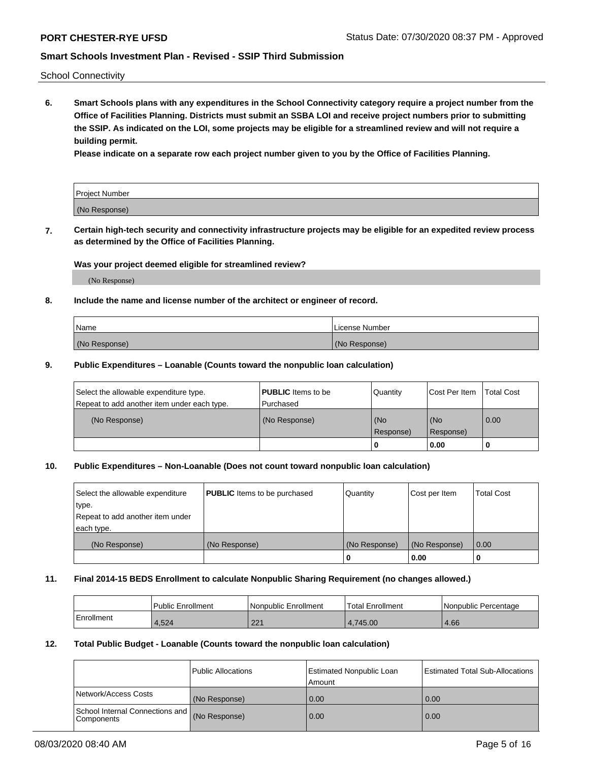School Connectivity

**6. Smart Schools plans with any expenditures in the School Connectivity category require a project number from the Office of Facilities Planning. Districts must submit an SSBA LOI and receive project numbers prior to submitting the SSIP. As indicated on the LOI, some projects may be eligible for a streamlined review and will not require a building permit.**

**Please indicate on a separate row each project number given to you by the Office of Facilities Planning.**

| Project Number |
|---|
| (No Response) |

**7. Certain high-tech security and connectivity infrastructure projects may be eligible for an expedited review process as determined by the Office of Facilities Planning.**

**Was your project deemed eligible for streamlined review?**

(No Response)

**8. Include the name and license number of the architect or engineer of record.**

| Name | License Number |
|---|---|
| (No Response) | (No Response) |

**9. Public Expenditures – Loanable (Counts toward the nonpublic loan calculation)**

| Select the allowable expenditure type. Repeat to add another item under each type. | **PUBLIC** Items to be Purchased | Quantity | Cost Per Item | Total Cost |
|---|---|---|---|---|
| (No Response) | (No Response) | (No Response) | (No Response) | 0.00 |
| | | 0 | 0.00 | 0 |

**10. Public Expenditures – Non-Loanable (Does not count toward nonpublic loan calculation)**

| Select the allowable expenditure type. Repeat to add another item under each type. | **PUBLIC** Items to be purchased | Quantity | Cost per Item | Total Cost |
|---|---|---|---|---|
| (No Response) | (No Response) | (No Response) | (No Response) | 0.00 |
| | | 0 | 0.00 | 0 |

**11. Final 2014-15 BEDS Enrollment to calculate Nonpublic Sharing Requirement (no changes allowed.)**

| | Public Enrollment | Nonpublic Enrollment | Total Enrollment | Nonpublic Percentage |
|---|---|---|---|---|
| Enrollment | 4,524 | 221 | 4,745.00 | 4.66 |

**12. Total Public Budget - Loanable (Counts toward the nonpublic loan calculation)**

| | Public Allocations | Estimated Nonpublic Loan Amount | Estimated Total Sub-Allocations |
|---|---|---|---|
| Network/Access Costs | (No Response) | 0.00 | 0.00 |
| School Internal Connections and Components | (No Response) | 0.00 | 0.00 |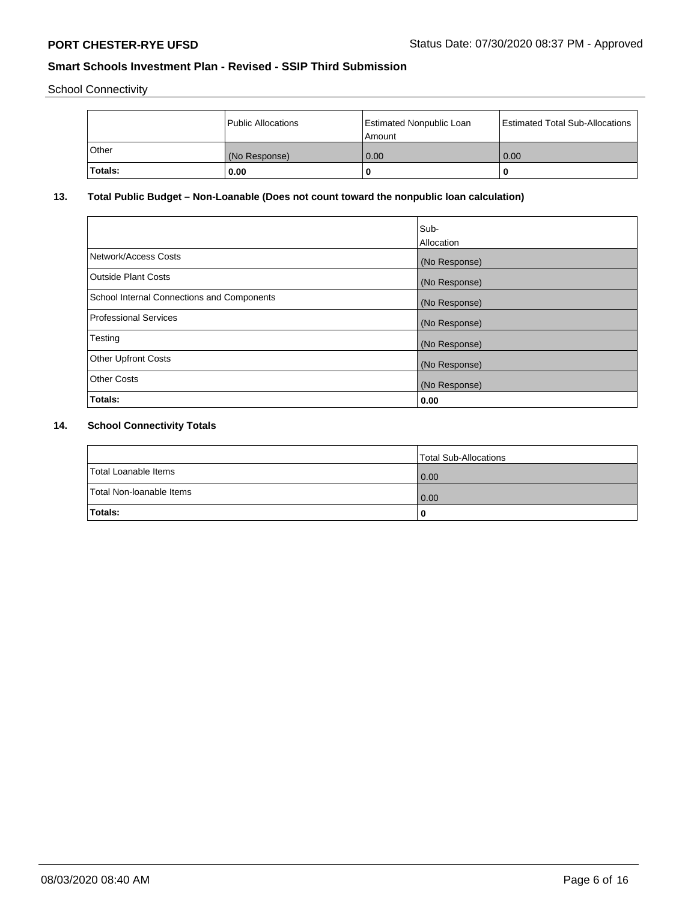School Connectivity

| | Public Allocations | Estimated Nonpublic Loan Amount | Estimated Total Sub-Allocations |
|---|---|---|---|
| Other | (No Response) | 0.00 | 0.00 |
| **Totals:** | **0.00** | **0** | **0** |

## 13. Total Public Budget – Non-Loanable (Does not count toward the nonpublic loan calculation)

| | Sub-Allocation |
|---|---|
| Network/Access Costs | (No Response) |
| Outside Plant Costs | (No Response) |
| School Internal Connections and Components | (No Response) |
| Professional Services | (No Response) |
| Testing | (No Response) |
| Other Upfront Costs | (No Response) |
| Other Costs | (No Response) |
| **Totals:** | **0.00** |

## 14. School Connectivity Totals

| | Total Sub-Allocations |
|---|---|
| Total Loanable Items | 0.00 |
| Total Non-loanable Items | 0.00 |
| **Totals:** | **0** |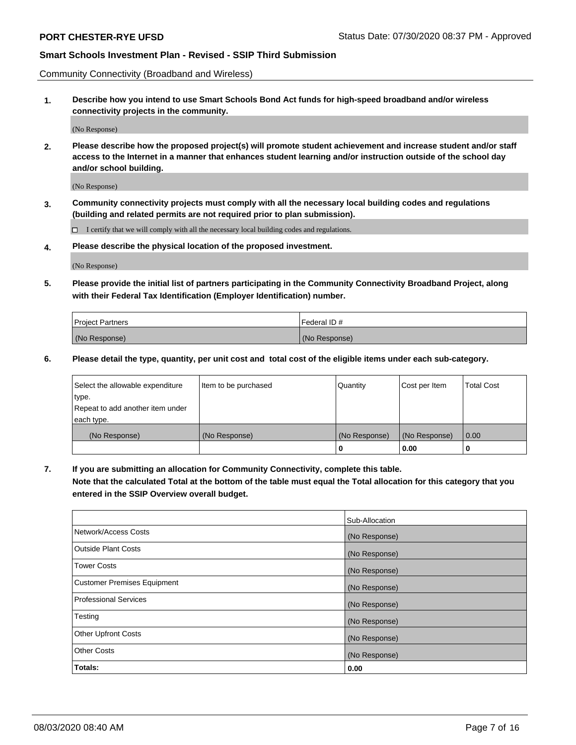Community Connectivity (Broadband and Wireless)

**1. Describe how you intend to use Smart Schools Bond Act funds for high-speed broadband and/or wireless connectivity projects in the community.**

(No Response)

**2. Please describe how the proposed project(s) will promote student achievement and increase student and/or staff access to the Internet in a manner that enhances student learning and/or instruction outside of the school day and/or school building.**

(No Response)

**3. Community connectivity projects must comply with all the necessary local building codes and regulations (building and related permits are not required prior to plan submission).**

☐ I certify that we will comply with all the necessary local building codes and regulations.

**4. Please describe the physical location of the proposed investment.**

(No Response)

**5. Please provide the initial list of partners participating in the Community Connectivity Broadband Project, along with their Federal Tax Identification (Employer Identification) number.**

| Project Partners | Federal ID # |
|---|---|
| (No Response) | (No Response) |

**6. Please detail the type, quantity, per unit cost and total cost of the eligible items under each sub-category.**

| Select the allowable expenditure type. Repeat to add another item under each type. | Item to be purchased | Quantity | Cost per Item | Total Cost |
|---|---|---|---|---|
| (No Response) | (No Response) | (No Response) | (No Response) | 0.00 |
| | | **0** | **0.00** | **0** |

**7. If you are submitting an allocation for Community Connectivity, complete this table. Note that the calculated Total at the bottom of the table must equal the Total allocation for this category that you entered in the SSIP Overview overall budget.**

| | Sub-Allocation |
|---|---|
| Network/Access Costs | (No Response) |
| Outside Plant Costs | (No Response) |
| Tower Costs | (No Response) |
| Customer Premises Equipment | (No Response) |
| Professional Services | (No Response) |
| Testing | (No Response) |
| Other Upfront Costs | (No Response) |
| Other Costs | (No Response) |
| **Totals:** | **0.00** |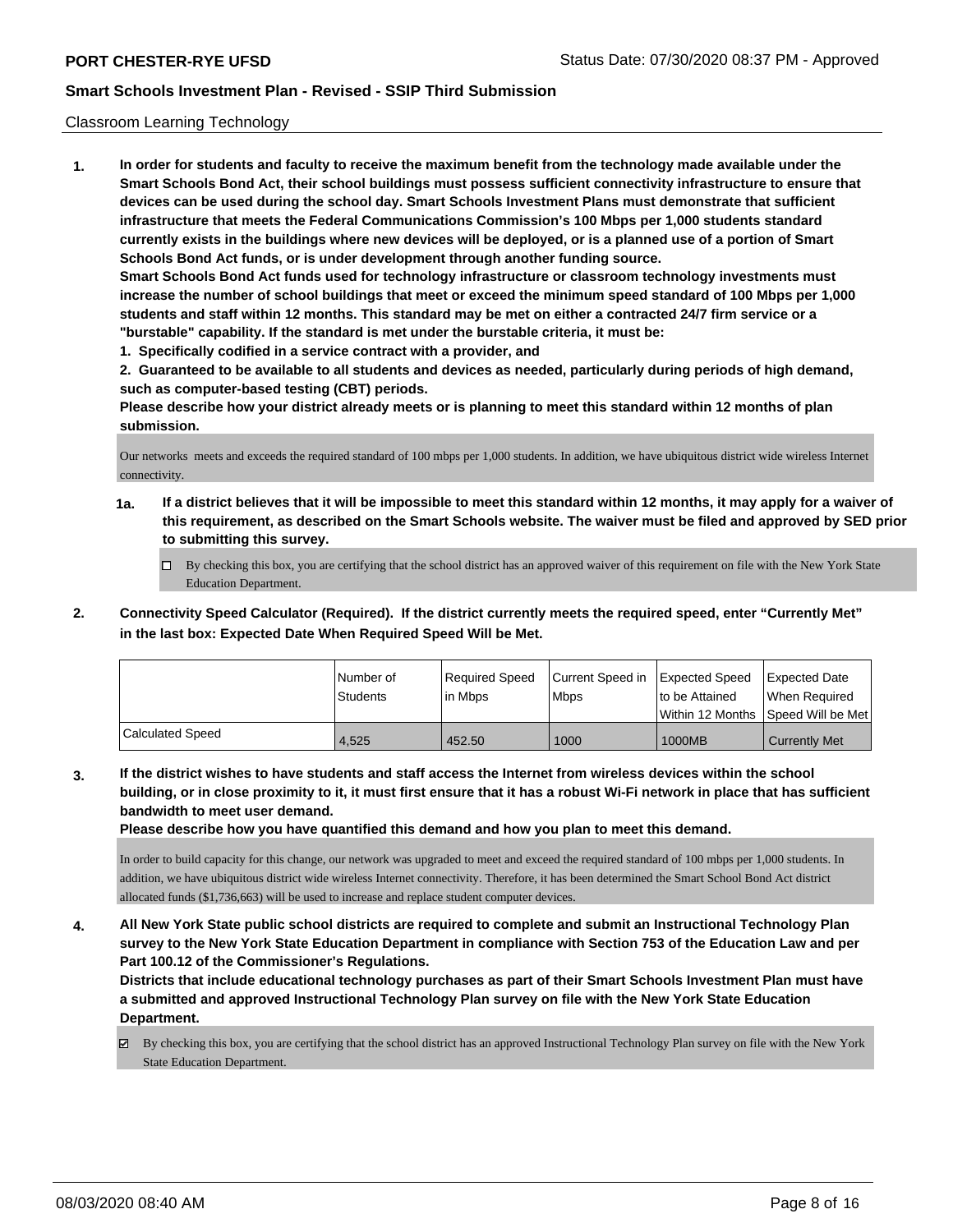Classroom Learning Technology

**1. In order for students and faculty to receive the maximum benefit from the technology made available under the Smart Schools Bond Act, their school buildings must possess sufficient connectivity infrastructure to ensure that devices can be used during the school day. Smart Schools Investment Plans must demonstrate that sufficient infrastructure that meets the Federal Communications Commission's 100 Mbps per 1,000 students standard currently exists in the buildings where new devices will be deployed, or is a planned use of a portion of Smart Schools Bond Act funds, or is under development through another funding source.**

**Smart Schools Bond Act funds used for technology infrastructure or classroom technology investments must increase the number of school buildings that meet or exceed the minimum speed standard of 100 Mbps per 1,000 students and staff within 12 months. This standard may be met on either a contracted 24/7 firm service or a "burstable" capability. If the standard is met under the burstable criteria, it must be:**

**1. Specifically codified in a service contract with a provider, and**

**2. Guaranteed to be available to all students and devices as needed, particularly during periods of high demand, such as computer-based testing (CBT) periods.**

**Please describe how your district already meets or is planning to meet this standard within 12 months of plan submission.**

Our networks meets and exceeds the required standard of 100 mbps per 1,000 students. In addition, we have ubiquitous district wide wireless Internet connectivity.

**1a. If a district believes that it will be impossible to meet this standard within 12 months, it may apply for a waiver of this requirement, as described on the Smart Schools website. The waiver must be filed and approved by SED prior to submitting this survey.**

☐ By checking this box, you are certifying that the school district has an approved waiver of this requirement on file with the New York State Education Department.

**2. Connectivity Speed Calculator (Required). If the district currently meets the required speed, enter "Currently Met" in the last box: Expected Date When Required Speed Will be Met.**

| | Number of Students | Required Speed in Mbps | Current Speed in Mbps | Expected Speed to be Attained Within 12 Months | Expected Date When Required Speed Will be Met |
|---|---|---|---|---|---|
| Calculated Speed | 4,525 | 452.50 | 1000 | 1000MB | Currently Met |

**3. If the district wishes to have students and staff access the Internet from wireless devices within the school building, or in close proximity to it, it must first ensure that it has a robust Wi-Fi network in place that has sufficient bandwidth to meet user demand.**

**Please describe how you have quantified this demand and how you plan to meet this demand.**

In order to build capacity for this change, our network was upgraded to meet and exceed the required standard of 100 mbps per 1,000 students. In addition, we have ubiquitous district wide wireless Internet connectivity. Therefore, it has been determined the Smart School Bond Act district allocated funds ($1,736,663) will be used to increase and replace student computer devices.

**4. All New York State public school districts are required to complete and submit an Instructional Technology Plan survey to the New York State Education Department in compliance with Section 753 of the Education Law and per Part 100.12 of the Commissioner's Regulations.**

**Districts that include educational technology purchases as part of their Smart Schools Investment Plan must have a submitted and approved Instructional Technology Plan survey on file with the New York State Education Department.**

☑ By checking this box, you are certifying that the school district has an approved Instructional Technology Plan survey on file with the New York State Education Department.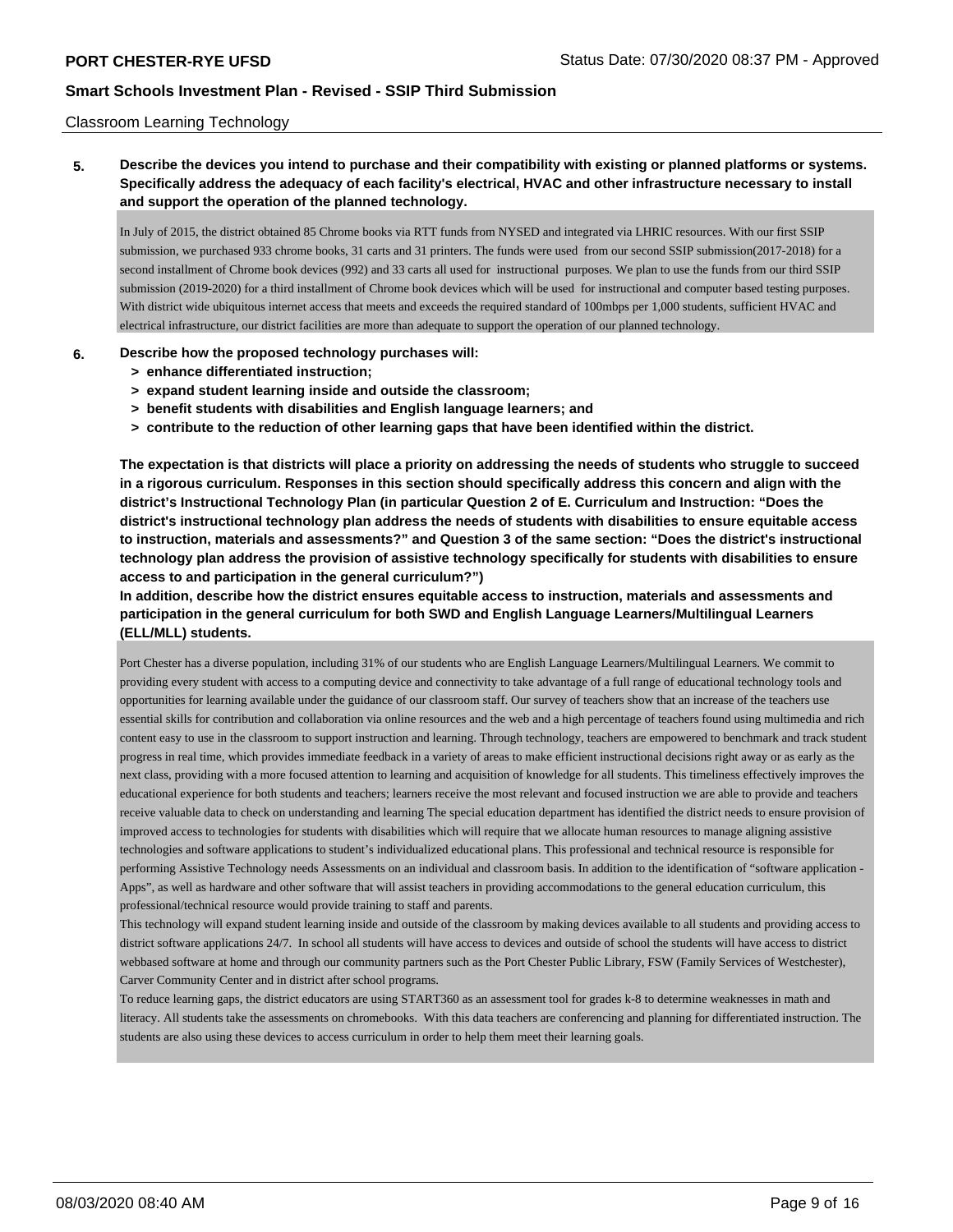Classroom Learning Technology

**5. Describe the devices you intend to purchase and their compatibility with existing or planned platforms or systems. Specifically address the adequacy of each facility's electrical, HVAC and other infrastructure necessary to install and support the operation of the planned technology.**

In July of 2015, the district obtained 85 Chrome books via RTT funds from NYSED and integrated via LHRIC resources. With our first SSIP submission, we purchased 933 chrome books, 31 carts and 31 printers. The funds were used from our second SSIP submission(2017-2018) for a second installment of Chrome book devices (992) and 33 carts all used for instructional purposes. We plan to use the funds from our third SSIP submission (2019-2020) for a third installment of Chrome book devices which will be used for instructional and computer based testing purposes. With district wide ubiquitous internet access that meets and exceeds the required standard of 100mbps per 1,000 students, sufficient HVAC and electrical infrastructure, our district facilities are more than adequate to support the operation of our planned technology.

**6. Describe how the proposed technology purchases will:**

- **> enhance differentiated instruction;**
- **> expand student learning inside and outside the classroom;**
- **> benefit students with disabilities and English language learners; and**
- **> contribute to the reduction of other learning gaps that have been identified within the district.**

**The expectation is that districts will place a priority on addressing the needs of students who struggle to succeed in a rigorous curriculum. Responses in this section should specifically address this concern and align with the district's Instructional Technology Plan (in particular Question 2 of E. Curriculum and Instruction: "Does the district's instructional technology plan address the needs of students with disabilities to ensure equitable access to instruction, materials and assessments?" and Question 3 of the same section: "Does the district's instructional technology plan address the provision of assistive technology specifically for students with disabilities to ensure access to and participation in the general curriculum?")**

**In addition, describe how the district ensures equitable access to instruction, materials and assessments and participation in the general curriculum for both SWD and English Language Learners/Multilingual Learners (ELL/MLL) students.**

Port Chester has a diverse population, including 31% of our students who are English Language Learners/Multilingual Learners. We commit to providing every student with access to a computing device and connectivity to take advantage of a full range of educational technology tools and opportunities for learning available under the guidance of our classroom staff. Our survey of teachers show that an increase of the teachers use essential skills for contribution and collaboration via online resources and the web and a high percentage of teachers found using multimedia and rich content easy to use in the classroom to support instruction and learning. Through technology, teachers are empowered to benchmark and track student progress in real time, which provides immediate feedback in a variety of areas to make efficient instructional decisions right away or as early as the next class, providing with a more focused attention to learning and acquisition of knowledge for all students. This timeliness effectively improves the educational experience for both students and teachers; learners receive the most relevant and focused instruction we are able to provide and teachers receive valuable data to check on understanding and learning The special education department has identified the district needs to ensure provision of improved access to technologies for students with disabilities which will require that we allocate human resources to manage aligning assistive technologies and software applications to student's individualized educational plans. This professional and technical resource is responsible for performing Assistive Technology needs Assessments on an individual and classroom basis. In addition to the identification of "software application - Apps", as well as hardware and other software that will assist teachers in providing accommodations to the general education curriculum, this professional/technical resource would provide training to staff and parents.

This technology will expand student learning inside and outside of the classroom by making devices available to all students and providing access to district software applications 24/7. In school all students will have access to devices and outside of school the students will have access to district webbased software at home and through our community partners such as the Port Chester Public Library, FSW (Family Services of Westchester), Carver Community Center and in district after school programs.

To reduce learning gaps, the district educators are using START360 as an assessment tool for grades k-8 to determine weaknesses in math and literacy. All students take the assessments on chromebooks. With this data teachers are conferencing and planning for differentiated instruction. The students are also using these devices to access curriculum in order to help them meet their learning goals.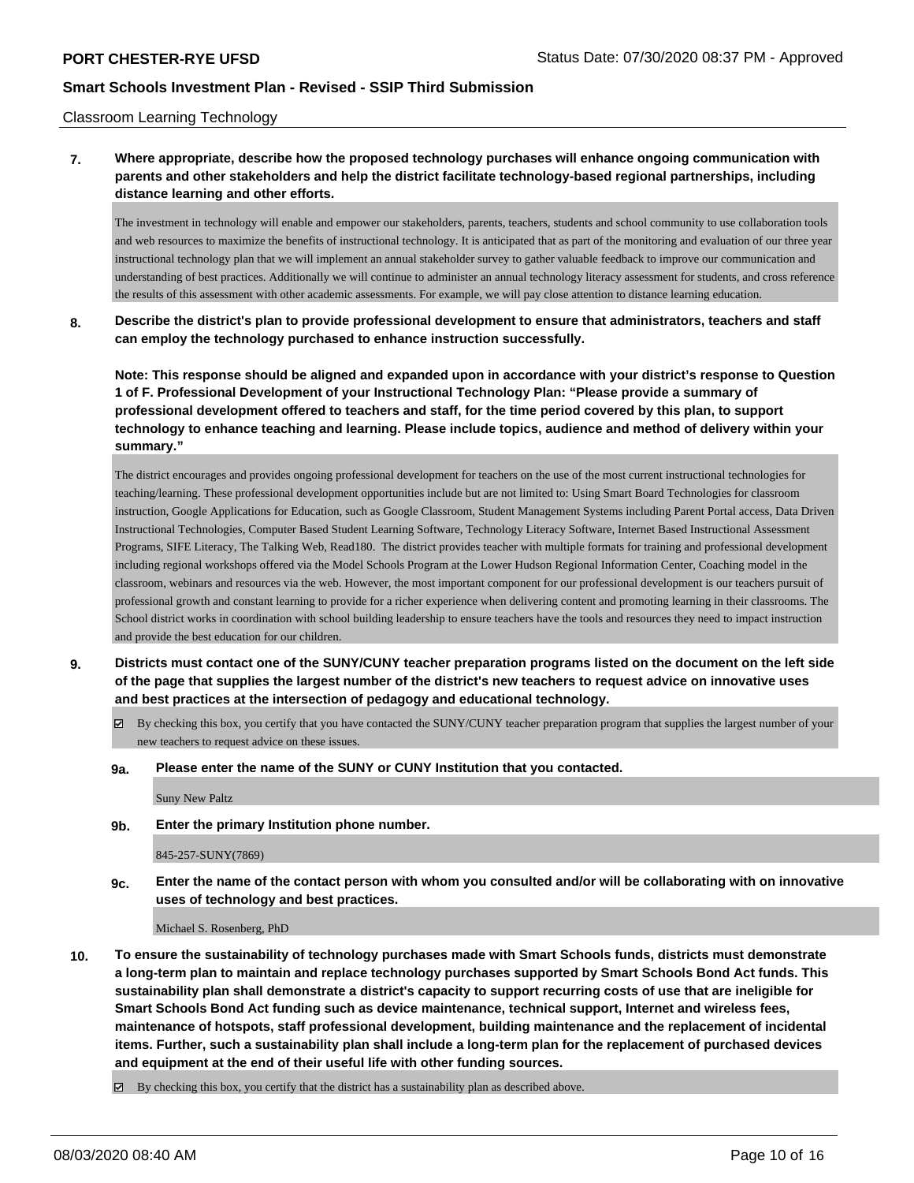Classroom Learning Technology

**7. Where appropriate, describe how the proposed technology purchases will enhance ongoing communication with parents and other stakeholders and help the district facilitate technology-based regional partnerships, including distance learning and other efforts.**

The investment in technology will enable and empower our stakeholders, parents, teachers, students and school community to use collaboration tools and web resources to maximize the benefits of instructional technology. It is anticipated that as part of the monitoring and evaluation of our three year instructional technology plan that we will implement an annual stakeholder survey to gather valuable feedback to improve our communication and understanding of best practices. Additionally we will continue to administer an annual technology literacy assessment for students, and cross reference the results of this assessment with other academic assessments. For example, we will pay close attention to distance learning education.

**8. Describe the district's plan to provide professional development to ensure that administrators, teachers and staff can employ the technology purchased to enhance instruction successfully.**

**Note: This response should be aligned and expanded upon in accordance with your district's response to Question 1 of F. Professional Development of your Instructional Technology Plan: "Please provide a summary of professional development offered to teachers and staff, for the time period covered by this plan, to support technology to enhance teaching and learning. Please include topics, audience and method of delivery within your summary."**

The district encourages and provides ongoing professional development for teachers on the use of the most current instructional technologies for teaching/learning. These professional development opportunities include but are not limited to: Using Smart Board Technologies for classroom instruction, Google Applications for Education, such as Google Classroom, Student Management Systems including Parent Portal access, Data Driven Instructional Technologies, Computer Based Student Learning Software, Technology Literacy Software, Internet Based Instructional Assessment Programs, SIFE Literacy, The Talking Web, Read180. The district provides teacher with multiple formats for training and professional development including regional workshops offered via the Model Schools Program at the Lower Hudson Regional Information Center, Coaching model in the classroom, webinars and resources via the web. However, the most important component for our professional development is our teachers pursuit of professional growth and constant learning to provide for a richer experience when delivering content and promoting learning in their classrooms. The School district works in coordination with school building leadership to ensure teachers have the tools and resources they need to impact instruction and provide the best education for our children.

**9. Districts must contact one of the SUNY/CUNY teacher preparation programs listed on the document on the left side of the page that supplies the largest number of the district's new teachers to request advice on innovative uses and best practices at the intersection of pedagogy and educational technology.**

☑ By checking this box, you certify that you have contacted the SUNY/CUNY teacher preparation program that supplies the largest number of your new teachers to request advice on these issues.

**9a. Please enter the name of the SUNY or CUNY Institution that you contacted.**

Suny New Paltz

**9b. Enter the primary Institution phone number.**

845-257-SUNY(7869)

**9c. Enter the name of the contact person with whom you consulted and/or will be collaborating with on innovative uses of technology and best practices.**

Michael S. Rosenberg, PhD

**10. To ensure the sustainability of technology purchases made with Smart Schools funds, districts must demonstrate a long-term plan to maintain and replace technology purchases supported by Smart Schools Bond Act funds. This sustainability plan shall demonstrate a district's capacity to support recurring costs of use that are ineligible for Smart Schools Bond Act funding such as device maintenance, technical support, Internet and wireless fees, maintenance of hotspots, staff professional development, building maintenance and the replacement of incidental items. Further, such a sustainability plan shall include a long-term plan for the replacement of purchased devices and equipment at the end of their useful life with other funding sources.**

☑ By checking this box, you certify that the district has a sustainability plan as described above.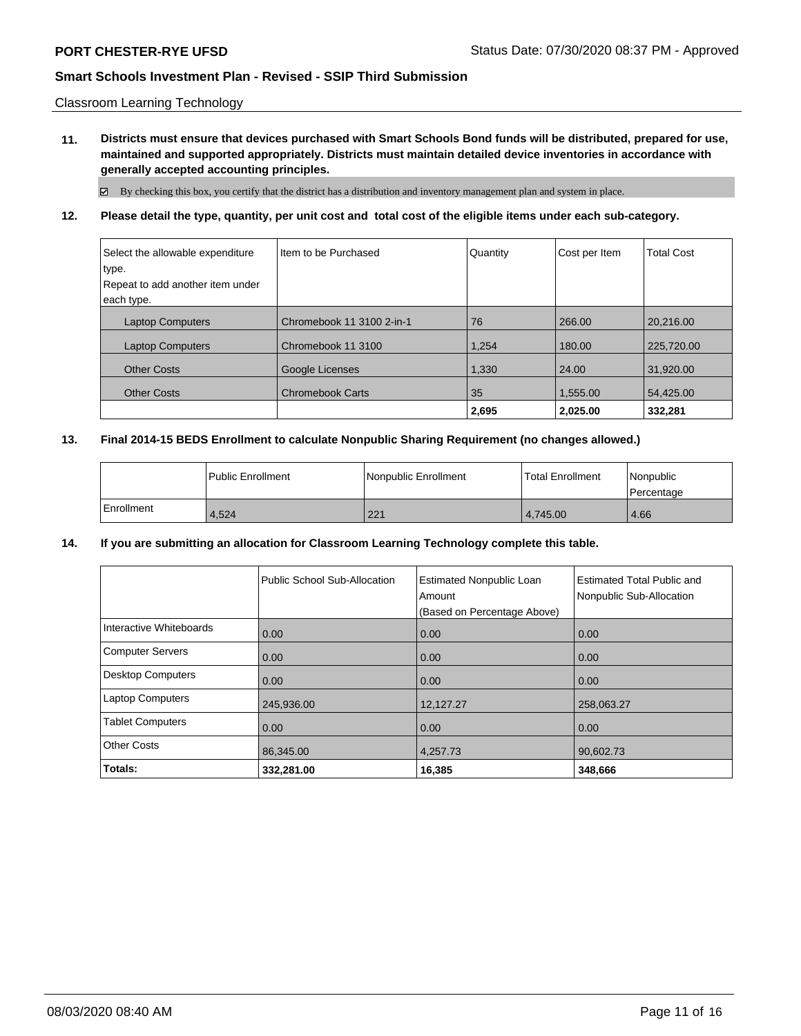Classroom Learning Technology

**11. Districts must ensure that devices purchased with Smart Schools Bond funds will be distributed, prepared for use, maintained and supported appropriately. Districts must maintain detailed device inventories in accordance with generally accepted accounting principles.**

☑ By checking this box, you certify that the district has a distribution and inventory management plan and system in place.

**12. Please detail the type, quantity, per unit cost and total cost of the eligible items under each sub-category.**

| Select the allowable expenditure type. Repeat to add another item under each type. | Item to be Purchased | Quantity | Cost per Item | Total Cost |
|---|---|---|---|---|
| Laptop Computers | Chromebook 11 3100 2-in-1 | 76 | 266.00 | 20,216.00 |
| Laptop Computers | Chromebook 11 3100 | 1,254 | 180.00 | 225,720.00 |
| Other Costs | Google Licenses | 1,330 | 24.00 | 31,920.00 |
| Other Costs | Chromebook Carts | 35 | 1,555.00 | 54,425.00 |
| | | **2,695** | **2,025.00** | **332,281** |

**13. Final 2014-15 BEDS Enrollment to calculate Nonpublic Sharing Requirement (no changes allowed.)**

| | Public Enrollment | Nonpublic Enrollment | Total Enrollment | Nonpublic Percentage |
|---|---|---|---|---|
| Enrollment | 4,524 | 221 | 4,745.00 | 4.66 |

**14. If you are submitting an allocation for Classroom Learning Technology complete this table.**

| | Public School Sub-Allocation | Estimated Nonpublic Loan Amount (Based on Percentage Above) | Estimated Total Public and Nonpublic Sub-Allocation |
|---|---|---|---|
| Interactive Whiteboards | 0.00 | 0.00 | 0.00 |
| Computer Servers | 0.00 | 0.00 | 0.00 |
| Desktop Computers | 0.00 | 0.00 | 0.00 |
| Laptop Computers | 245,936.00 | 12,127.27 | 258,063.27 |
| Tablet Computers | 0.00 | 0.00 | 0.00 |
| Other Costs | 86,345.00 | 4,257.73 | 90,602.73 |
| **Totals:** | **332,281.00** | **16,385** | **348,666** |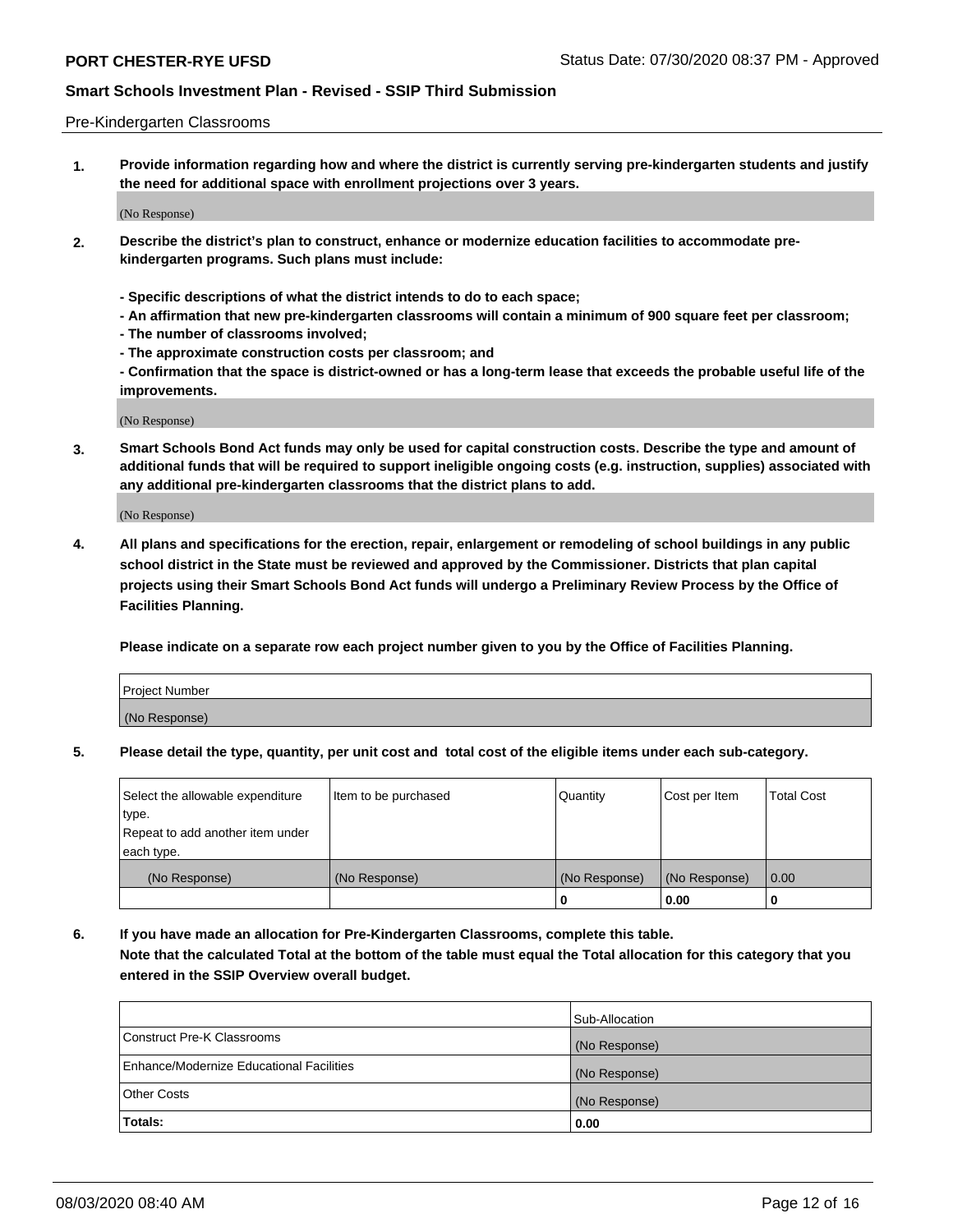Pre-Kindergarten Classrooms

**1. Provide information regarding how and where the district is currently serving pre-kindergarten students and justify the need for additional space with enrollment projections over 3 years.**

(No Response)

**2. Describe the district's plan to construct, enhance or modernize education facilities to accommodate pre-kindergarten programs. Such plans must include:**

**- Specific descriptions of what the district intends to do to each space;**
**- An affirmation that new pre-kindergarten classrooms will contain a minimum of 900 square feet per classroom;**
**- The number of classrooms involved;**
**- The approximate construction costs per classroom; and**
**- Confirmation that the space is district-owned or has a long-term lease that exceeds the probable useful life of the improvements.**

(No Response)

**3. Smart Schools Bond Act funds may only be used for capital construction costs. Describe the type and amount of additional funds that will be required to support ineligible ongoing costs (e.g. instruction, supplies) associated with any additional pre-kindergarten classrooms that the district plans to add.**

(No Response)

**4. All plans and specifications for the erection, repair, enlargement or remodeling of school buildings in any public school district in the State must be reviewed and approved by the Commissioner. Districts that plan capital projects using their Smart Schools Bond Act funds will undergo a Preliminary Review Process by the Office of Facilities Planning.**

**Please indicate on a separate row each project number given to you by the Office of Facilities Planning.**

| Project Number |
|---|
| (No Response) |

**5. Please detail the type, quantity, per unit cost and total cost of the eligible items under each sub-category.**

| Select the allowable expenditure type. Repeat to add another item under each type. | Item to be purchased | Quantity | Cost per Item | Total Cost |
|---|---|---|---|---|
| (No Response) | (No Response) | (No Response) | (No Response) | 0.00 |
| | | 0 | 0.00 | 0 |

**6. If you have made an allocation for Pre-Kindergarten Classrooms, complete this table.**
**Note that the calculated Total at the bottom of the table must equal the Total allocation for this category that you entered in the SSIP Overview overall budget.**

| | Sub-Allocation |
|---|---|
| Construct Pre-K Classrooms | (No Response) |
| Enhance/Modernize Educational Facilities | (No Response) |
| Other Costs | (No Response) |
| **Totals:** | **0.00** |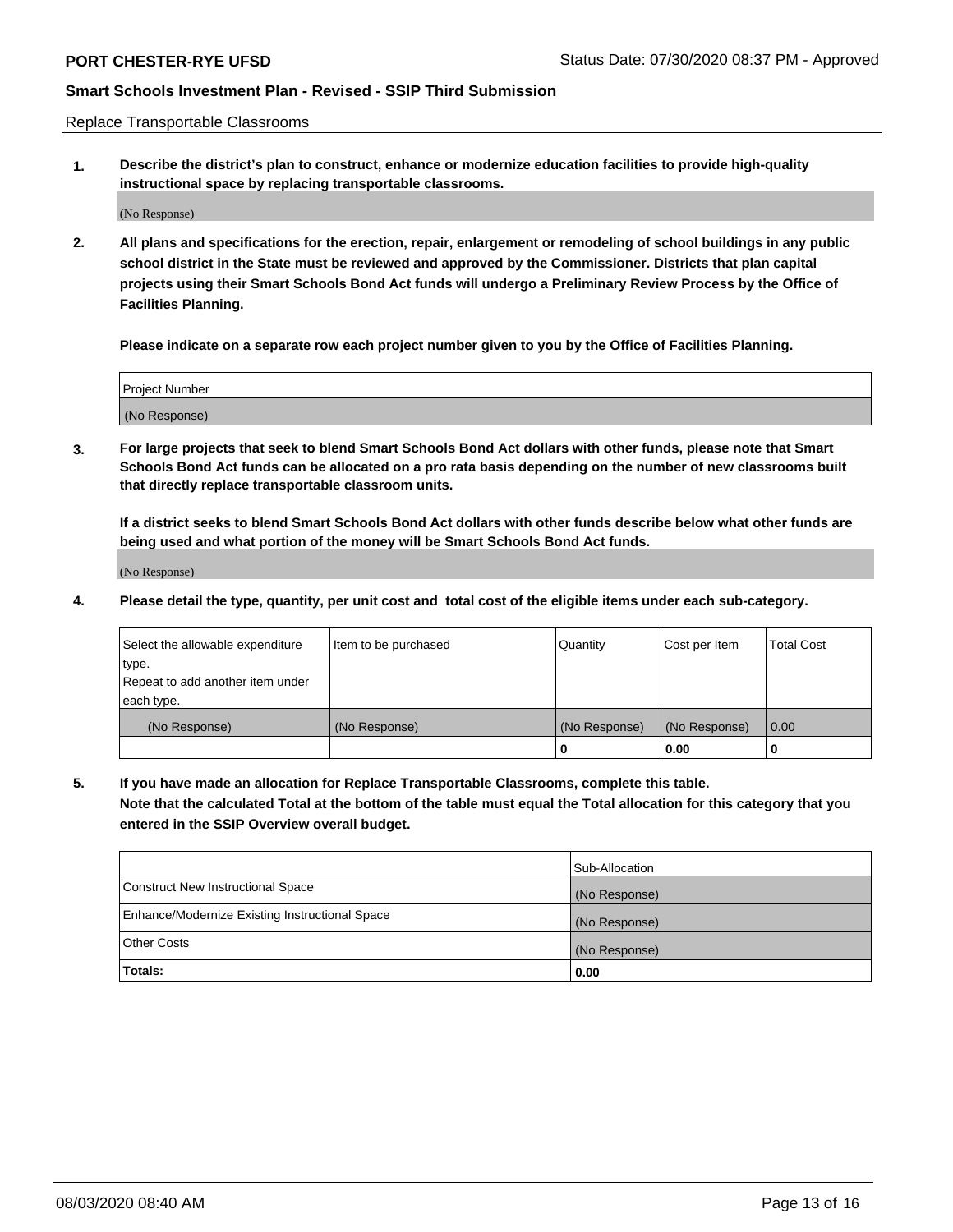Replace Transportable Classrooms

**1. Describe the district's plan to construct, enhance or modernize education facilities to provide high-quality instructional space by replacing transportable classrooms.**

(No Response)

**2. All plans and specifications for the erection, repair, enlargement or remodeling of school buildings in any public school district in the State must be reviewed and approved by the Commissioner. Districts that plan capital projects using their Smart Schools Bond Act funds will undergo a Preliminary Review Process by the Office of Facilities Planning.**

**Please indicate on a separate row each project number given to you by the Office of Facilities Planning.**

| Project Number |
| --- |
| (No Response) |

**3. For large projects that seek to blend Smart Schools Bond Act dollars with other funds, please note that Smart Schools Bond Act funds can be allocated on a pro rata basis depending on the number of new classrooms built that directly replace transportable classroom units.**

**If a district seeks to blend Smart Schools Bond Act dollars with other funds describe below what other funds are being used and what portion of the money will be Smart Schools Bond Act funds.**

(No Response)

**4. Please detail the type, quantity, per unit cost and total cost of the eligible items under each sub-category.**

| Select the allowable expenditure type. Repeat to add another item under each type. | Item to be purchased | Quantity | Cost per Item | Total Cost |
| --- | --- | --- | --- | --- |
| (No Response) | (No Response) | (No Response) | (No Response) | 0.00 |
| | | 0 | 0.00 | 0 |

**5. If you have made an allocation for Replace Transportable Classrooms, complete this table. Note that the calculated Total at the bottom of the table must equal the Total allocation for this category that you entered in the SSIP Overview overall budget.**

| | Sub-Allocation |
| --- | --- |
| Construct New Instructional Space | (No Response) |
| Enhance/Modernize Existing Instructional Space | (No Response) |
| Other Costs | (No Response) |
| **Totals:** | **0.00** |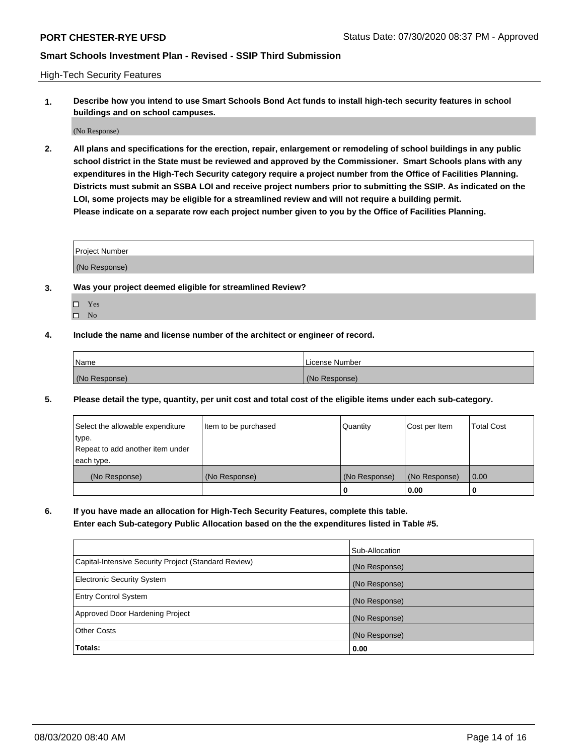High-Tech Security Features

**1. Describe how you intend to use Smart Schools Bond Act funds to install high-tech security features in school buildings and on school campuses.**

(No Response)

**2. All plans and specifications for the erection, repair, enlargement or remodeling of school buildings in any public school district in the State must be reviewed and approved by the Commissioner. Smart Schools plans with any expenditures in the High-Tech Security category require a project number from the Office of Facilities Planning. Districts must submit an SSBA LOI and receive project numbers prior to submitting the SSIP. As indicated on the LOI, some projects may be eligible for a streamlined review and will not require a building permit. Please indicate on a separate row each project number given to you by the Office of Facilities Planning.**

| Project Number |
|---|
| (No Response) |

**3. Was your project deemed eligible for streamlined Review?**

- ☐ Yes
- ☐ No

**4. Include the name and license number of the architect or engineer of record.**

| Name | License Number |
|---|---|
| (No Response) | (No Response) |

**5. Please detail the type, quantity, per unit cost and total cost of the eligible items under each sub-category.**

| Select the allowable expenditure type. Repeat to add another item under each type. | Item to be purchased | Quantity | Cost per Item | Total Cost |
|---|---|---|---|---|
| (No Response) | (No Response) | (No Response) | (No Response) | 0.00 |
| | | 0 | 0.00 | 0 |

**6. If you have made an allocation for High-Tech Security Features, complete this table. Enter each Sub-category Public Allocation based on the the expenditures listed in Table #5.**

| | Sub-Allocation |
|---|---|
| Capital-Intensive Security Project (Standard Review) | (No Response) |
| Electronic Security System | (No Response) |
| Entry Control System | (No Response) |
| Approved Door Hardening Project | (No Response) |
| Other Costs | (No Response) |
| **Totals:** | **0.00** |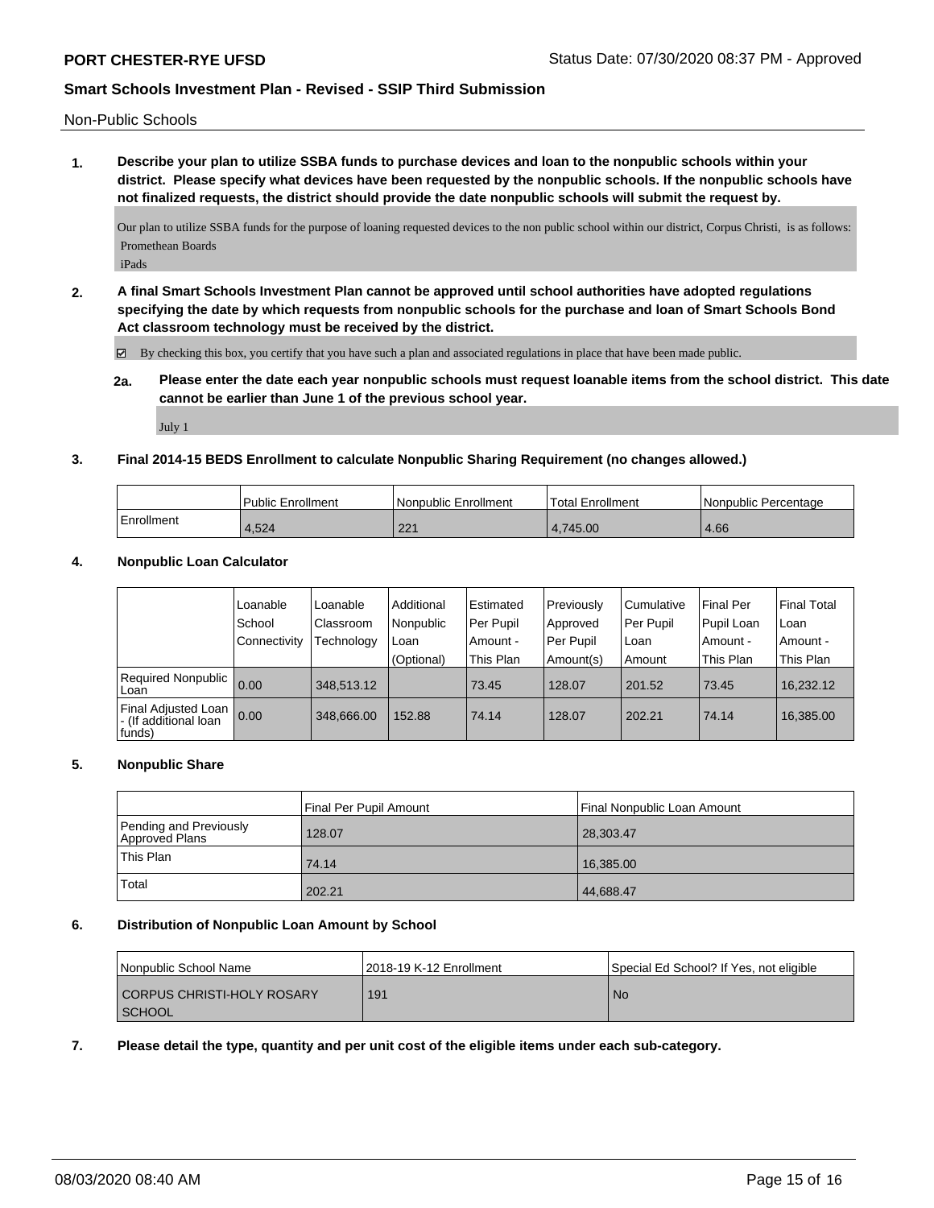Non-Public Schools

**1. Describe your plan to utilize SSBA funds to purchase devices and loan to the nonpublic schools within your district. Please specify what devices have been requested by the nonpublic schools. If the nonpublic schools have not finalized requests, the district should provide the date nonpublic schools will submit the request by.**

Our plan to utilize SSBA funds for the purpose of loaning requested devices to the non public school within our district, Corpus Christi, is as follows:
Promethean Boards
iPads

**2. A final Smart Schools Investment Plan cannot be approved until school authorities have adopted regulations specifying the date by which requests from nonpublic schools for the purchase and loan of Smart Schools Bond Act classroom technology must be received by the district.**

☑ By checking this box, you certify that you have such a plan and associated regulations in place that have been made public.

**2a. Please enter the date each year nonpublic schools must request loanable items from the school district. This date cannot be earlier than June 1 of the previous school year.**

July 1

**3. Final 2014-15 BEDS Enrollment to calculate Nonpublic Sharing Requirement (no changes allowed.)**

| | Public Enrollment | Nonpublic Enrollment | Total Enrollment | Nonpublic Percentage |
|---|---|---|---|---|
| Enrollment | 4,524 | 221 | 4,745.00 | 4.66 |

**4. Nonpublic Loan Calculator**

| | Loanable School Connectivity | Loanable Classroom Technology | Additional Nonpublic Loan (Optional) | Estimated Per Pupil Amount - This Plan | Previously Approved Per Pupil Amount(s) | Cumulative Per Pupil Loan Amount | Final Per Pupil Loan Amount - This Plan | Final Total Loan Amount - This Plan |
|---|---|---|---|---|---|---|---|---|
| Required Nonpublic Loan | 0.00 | 348,513.12 | | 73.45 | 128.07 | 201.52 | 73.45 | 16,232.12 |
| Final Adjusted Loan - (If additional loan funds) | 0.00 | 348,666.00 | 152.88 | 74.14 | 128.07 | 202.21 | 74.14 | 16,385.00 |

**5. Nonpublic Share**

| | Final Per Pupil Amount | Final Nonpublic Loan Amount |
|---|---|---|
| Pending and Previously Approved Plans | 128.07 | 28,303.47 |
| This Plan | 74.14 | 16,385.00 |
| Total | 202.21 | 44,688.47 |

**6. Distribution of Nonpublic Loan Amount by School**

| Nonpublic School Name | 2018-19 K-12 Enrollment | Special Ed School? If Yes, not eligible |
|---|---|---|
| CORPUS CHRISTI-HOLY ROSARY SCHOOL | 191 | No |

**7. Please detail the type, quantity and per unit cost of the eligible items under each sub-category.**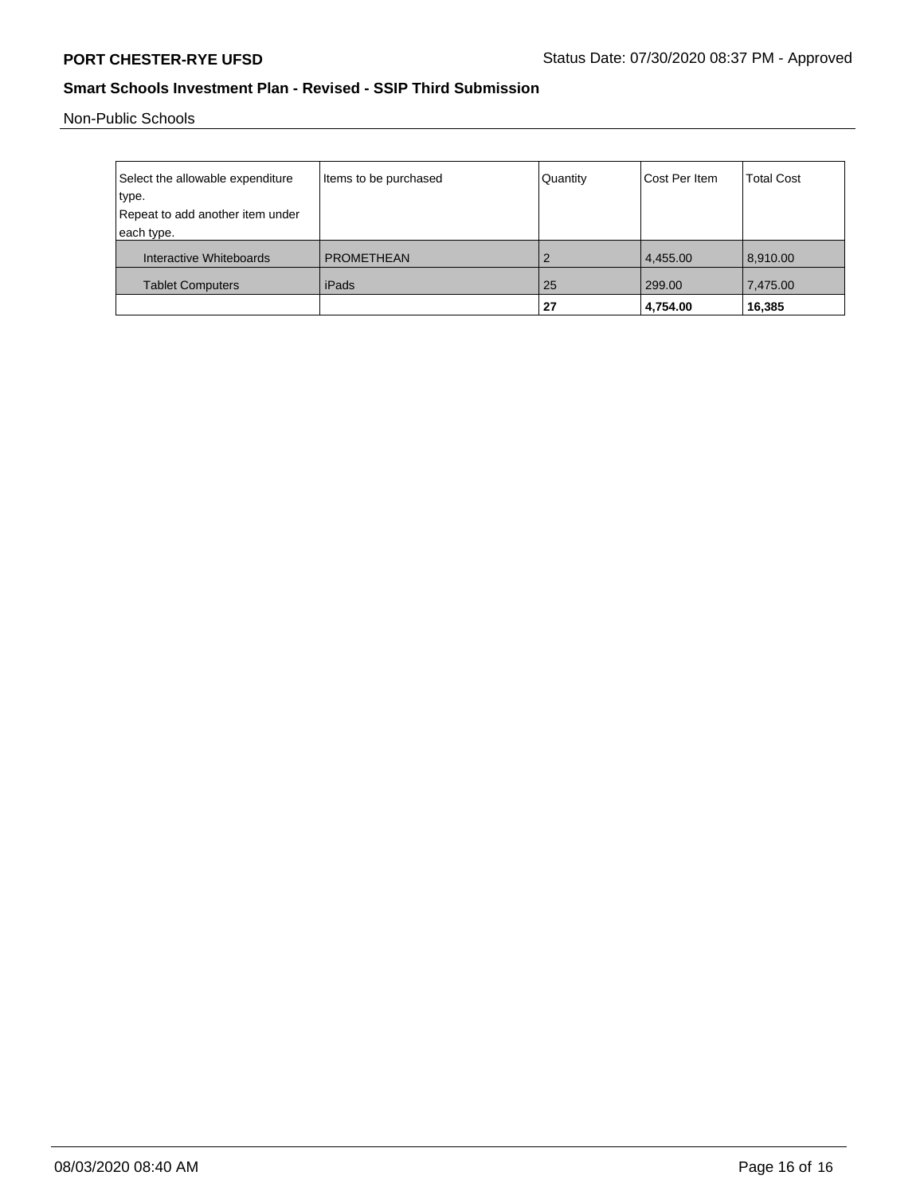Non-Public Schools

| Select the allowable expenditure type. Repeat to add another item under each type. | Items to be purchased | Quantity | Cost Per Item | Total Cost |
|---|---|---|---|---|
| Interactive Whiteboards | PROMETHEAN | 2 | 4,455.00 | 8,910.00 |
| Tablet Computers | iPads | 25 | 299.00 | 7,475.00 |
| | | **27** | **4,754.00** | **16,385** |